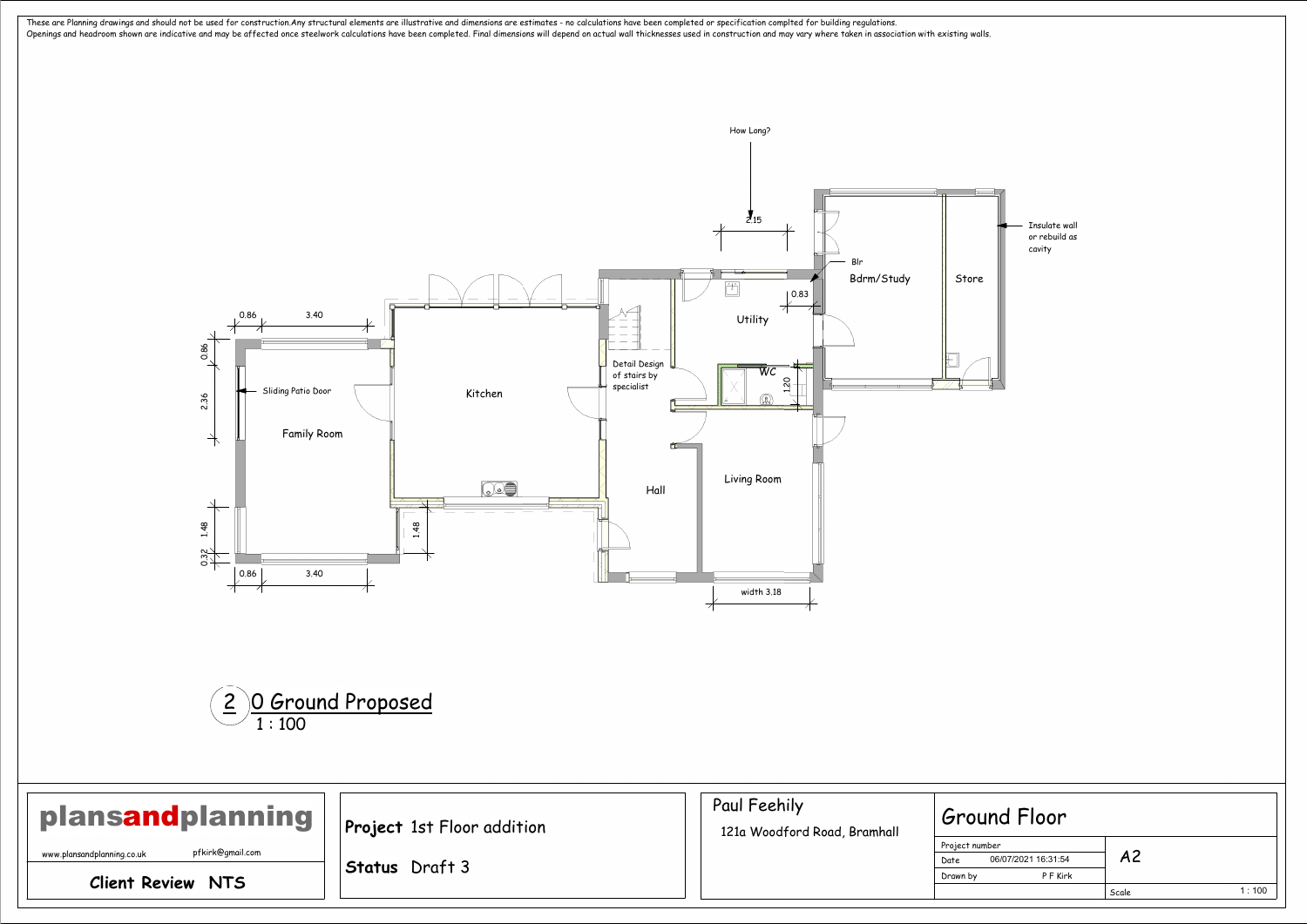These are Planning drawings and should not be used for construction.Any structural elements are illustrative and dimensions are estimates - no calculations have been completed or specification complted for building regulations.
Openings and headroom shown are indicative and may be affected once steelwork calculations have been completed. Final dimensions will depend on actual wall thicknesses used in construction and may vary where taken in association with existing walls.

How Long?

2.15

Insulate wall or rebuild as cavity

Blr

Bdrm/Study

Store

0.83

Utility

0.86 3.40

0.86

Sliding Patio Door

2.36

Family Room

Kitchen

Detail Design of stairs by specialist

WC

1.20

Living Room

Hall

1.48

1.48

0.32

0.86 3.40

width 3.18

## 2 0 Ground Proposed

1 : 100

**plansandplanning**

www.plansandplanning.co.uk pfkirk@gmail.com

**Client Review NTS**

**Project** 1st Floor addition

**Status** Draft 3

Paul Feehily

121a Woodford Road, Bramhall

# Ground Floor

| | | |
|---|---|---|
| Project number | | A2 |
| Date | 06/07/2021 16:31:54 | |
| Drawn by | P F Kirk | |
| | | Scale 1 : 100 |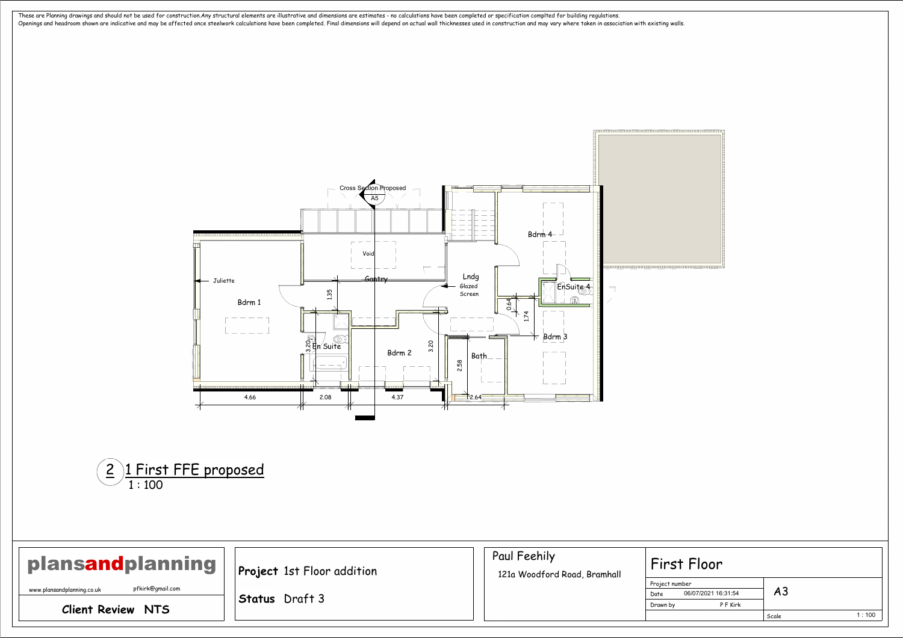These are Planning drawings and should not be used for construction.Any structural elements are illustrative and dimensions are estimates - no calculations have been completed or specification complted for building regulations.
Openings and headroom shown are indicative and may be affected once steelwork calculations have been completed. Final dimensions will depend on actual wall thicknesses used in construction and may vary where taken in association with existing walls.

Cross Section Proposed
A5

Void

Gantry

Juliette

Bdrm 1

En Suite

Bdrm 2

Lndg
Glazed
Screen

Bath

Bdrm 4

EnSuite 4

Bdrm 3

1.35

3.20

3.20

2.58

0.64

1.74

4.66

2.08

4.37

2.64

## 2 1 First FFE proposed

1 : 100

**plansandplanning**

www.plansandplanning.co.uk pfkirk@gmail.com

**Client Review NTS**

**Project** 1st Floor addition

**Status** Draft 3

Paul Feehily

121a Woodford Road, Bramhall

# First Floor

| | | |
|---|---|---|
| Project number | | A3 |
| Date | 06/07/2021 16:31:54 | |
| Drawn by | P F Kirk | |
| | | Scale 1 : 100 |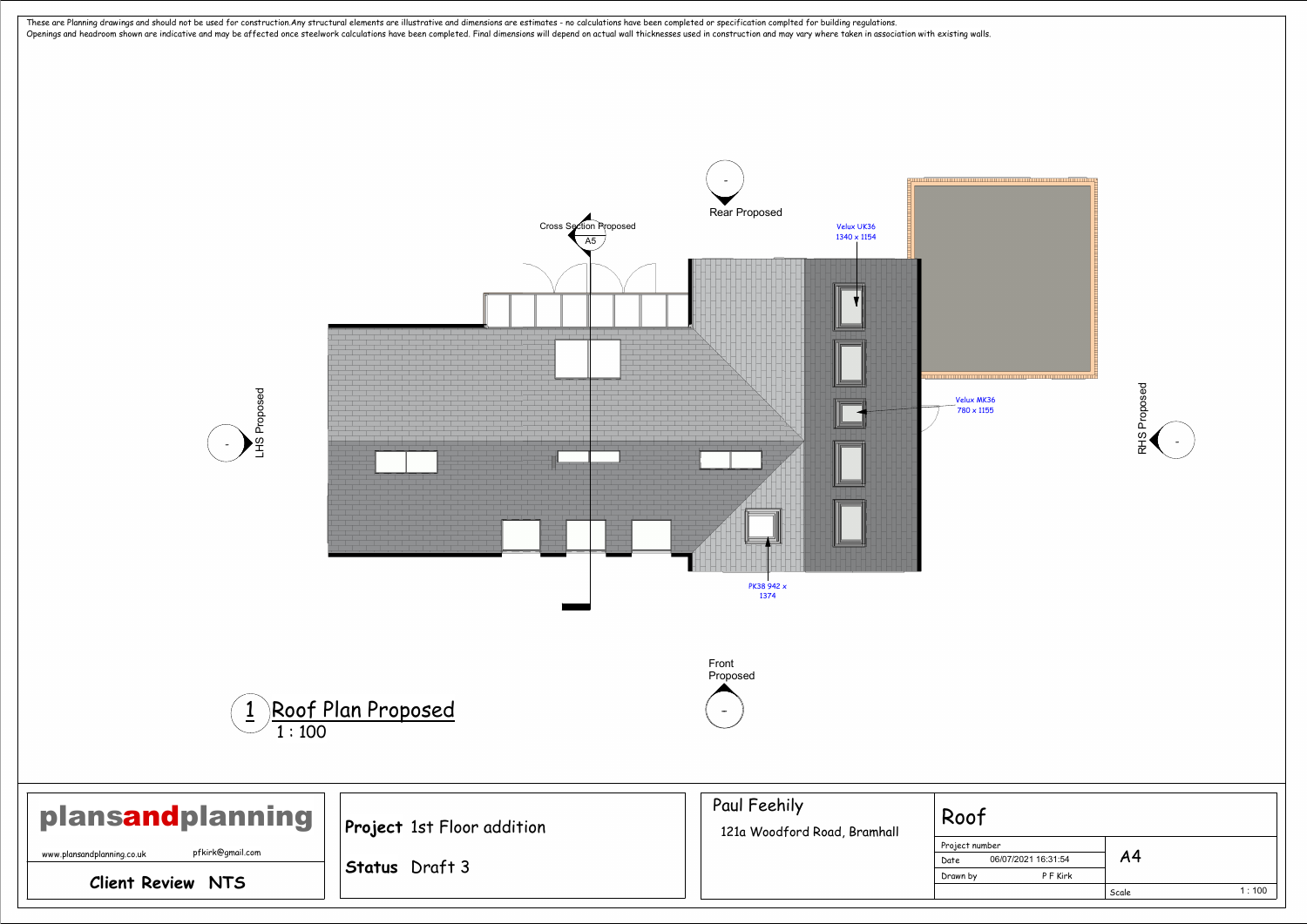These are Planning drawings and should not be used for construction.Any structural elements are illustrative and dimensions are estimates - no calculations have been completed or specification complted for building regulations.
Openings and headroom shown are indicative and may be affected once steelwork calculations have been completed. Final dimensions will depend on actual wall thicknesses used in construction and may vary where taken in association with existing walls.

Cross Section Proposed
A5

Rear Proposed

Velux UK36
1340 x 1154

Velux MK36
780 x 1155

PK38 942 x
1374

LHS Proposed

RHS Proposed

Front
Proposed

## 1 Roof Plan Proposed
1 : 100

**plansandplanning**

www.plansandplanning.co.uk pfkirk@gmail.com

**Client Review NTS**

**Project** 1st Floor addition

**Status** Draft 3

Paul Feehily

121a Woodford Road, Bramhall

Roof

| Project number | | |
|---|---|---|
| Date | 06/07/2021 16:31:54 | A4 |
| Drawn by | P F Kirk | |
| | Scale | 1 : 100 |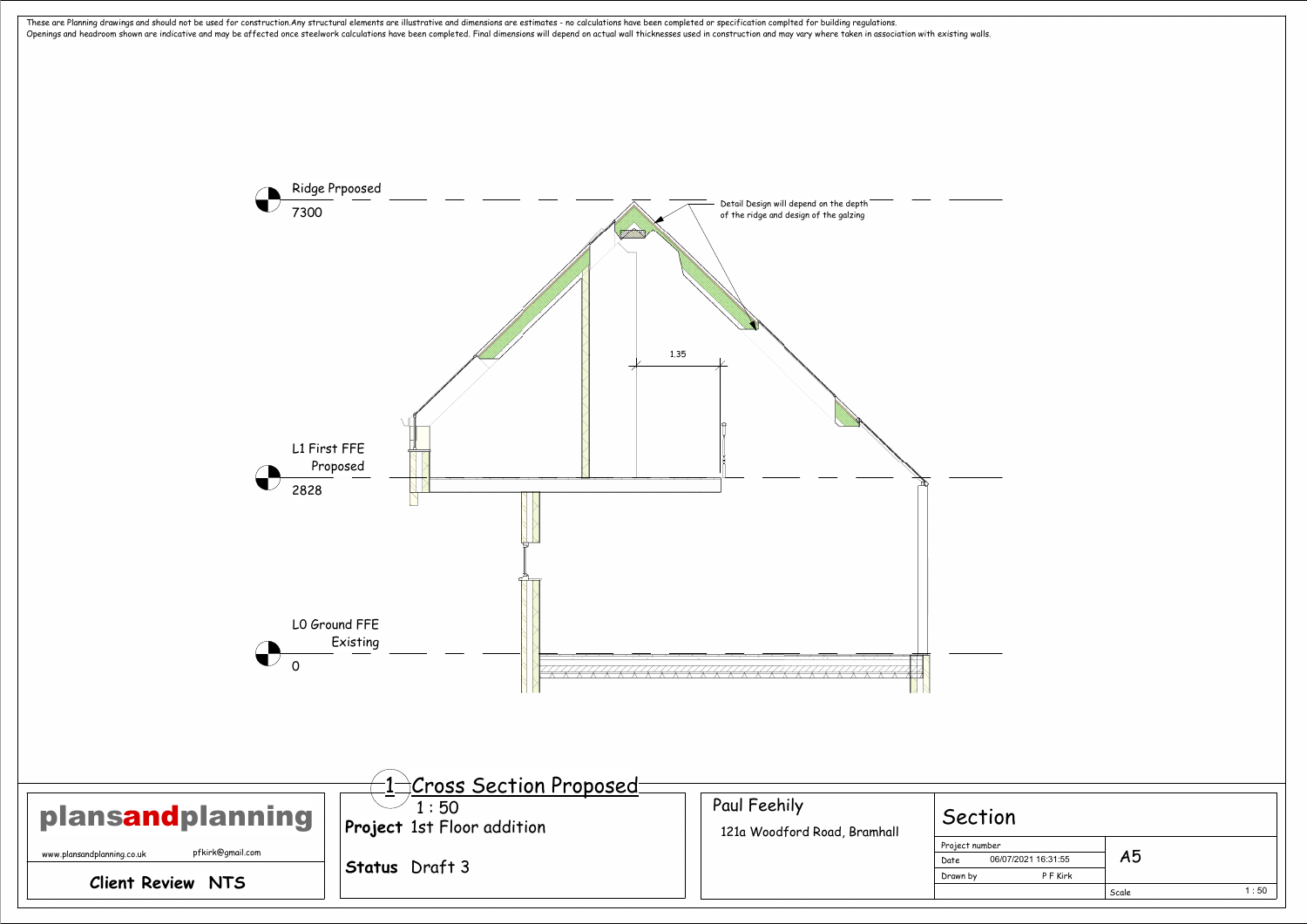These are Planning drawings and should not be used for construction.Any structural elements are illustrative and dimensions are estimates - no calculations have been completed or specification complted for building regulations.
Openings and headroom shown are indicative and may be affected once steelwork calculations have been completed. Final dimensions will depend on actual wall thicknesses used in construction and may vary where taken in association with existing walls.

Ridge Prpoosed
7300

Detail Design will depend on the depth of the ridge and design of the galzing

1.35

L1 First FFE
Proposed
2828

L0 Ground FFE
Existing
0

1 Cross Section Proposed
1 : 50

**Project** 1st Floor addition

**Status** Draft 3

**plansandplanning**

www.plansandplanning.co.uk pfkirk@gmail.com

**Client Review NTS**

Paul Feehily

121a Woodford Road, Bramhall

## Section

| | | |
|---|---|---|
| Project number | | A5 |
| Date | 06/07/2021 16:31:55 | |
| Drawn by | P F Kirk | |
| | | Scale 1 : 50 |